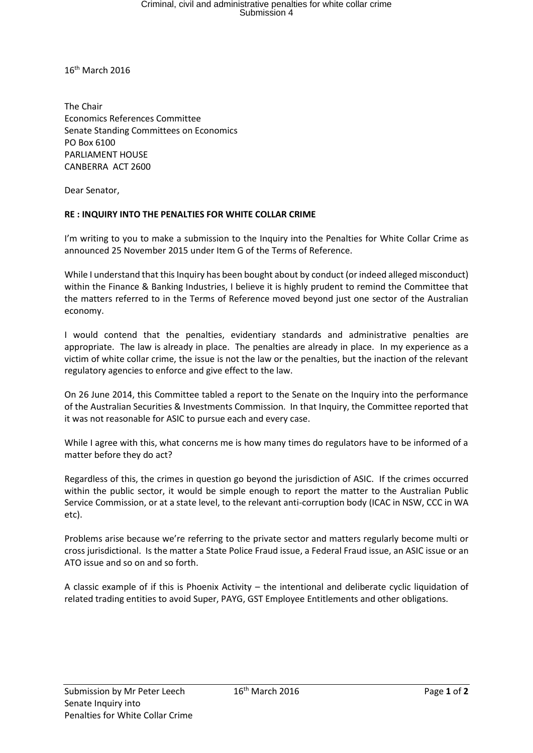16th March 2016

The Chair
Economics References Committee
Senate Standing Committees on Economics
PO Box 6100
PARLIAMENT HOUSE
CANBERRA ACT 2600

Dear Senator,

**RE : INQUIRY INTO THE PENALTIES FOR WHITE COLLAR CRIME**

I'm writing to you to make a submission to the Inquiry into the Penalties for White Collar Crime as announced 25 November 2015 under Item G of the Terms of Reference.

While I understand that this Inquiry has been bought about by conduct (or indeed alleged misconduct) within the Finance & Banking Industries, I believe it is highly prudent to remind the Committee that the matters referred to in the Terms of Reference moved beyond just one sector of the Australian economy.

I would contend that the penalties, evidentiary standards and administrative penalties are appropriate. The law is already in place. The penalties are already in place. In my experience as a victim of white collar crime, the issue is not the law or the penalties, but the inaction of the relevant regulatory agencies to enforce and give effect to the law.

On 26 June 2014, this Committee tabled a report to the Senate on the Inquiry into the performance of the Australian Securities & Investments Commission. In that Inquiry, the Committee reported that it was not reasonable for ASIC to pursue each and every case.

While I agree with this, what concerns me is how many times do regulators have to be informed of a matter before they do act?

Regardless of this, the crimes in question go beyond the jurisdiction of ASIC. If the crimes occurred within the public sector, it would be simple enough to report the matter to the Australian Public Service Commission, or at a state level, to the relevant anti-corruption body (ICAC in NSW, CCC in WA etc).

Problems arise because we're referring to the private sector and matters regularly become multi or cross jurisdictional. Is the matter a State Police Fraud issue, a Federal Fraud issue, an ASIC issue or an ATO issue and so on and so forth.

A classic example of if this is Phoenix Activity – the intentional and deliberate cyclic liquidation of related trading entities to avoid Super, PAYG, GST Employee Entitlements and other obligations.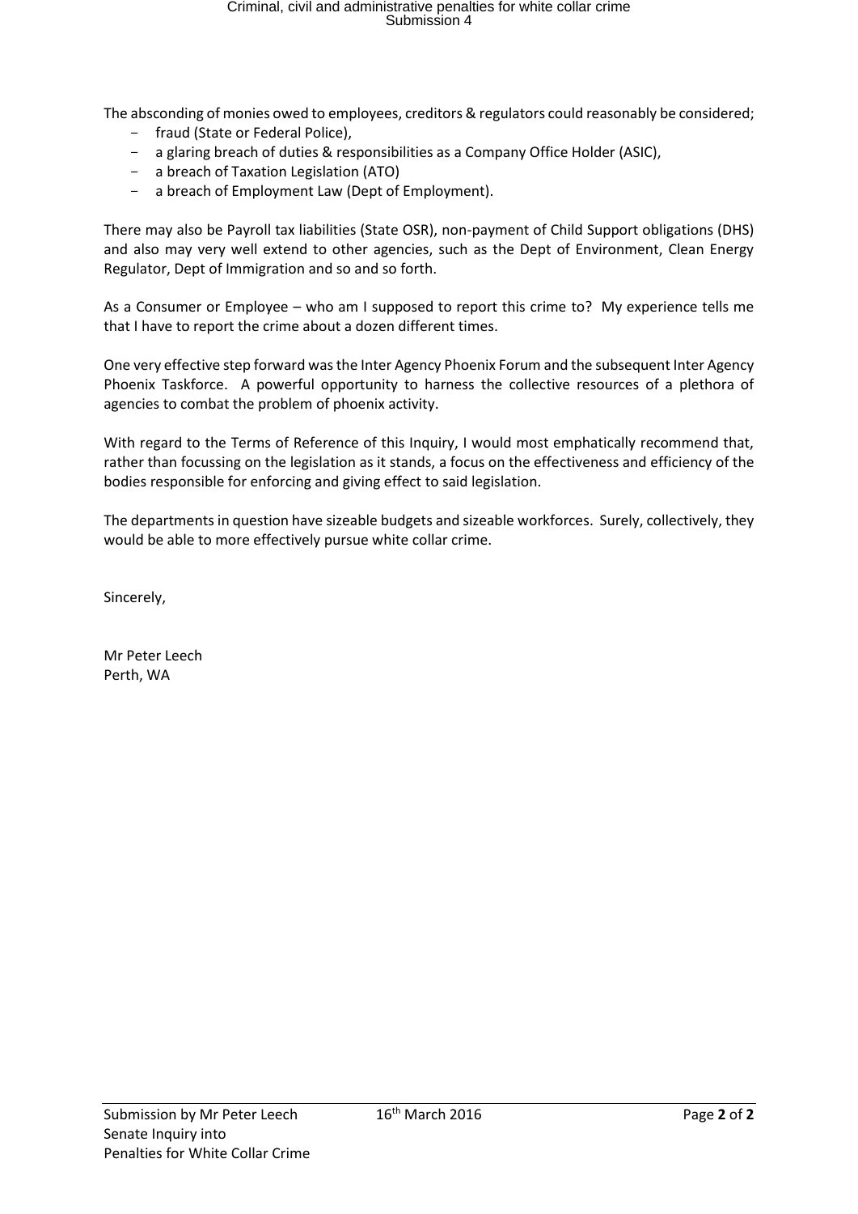The absconding of monies owed to employees, creditors & regulators could reasonably be considered;

- fraud (State or Federal Police),
- a glaring breach of duties & responsibilities as a Company Office Holder (ASIC),
- a breach of Taxation Legislation (ATO)
- a breach of Employment Law (Dept of Employment).

There may also be Payroll tax liabilities (State OSR), non-payment of Child Support obligations (DHS) and also may very well extend to other agencies, such as the Dept of Environment, Clean Energy Regulator, Dept of Immigration and so and so forth.

As a Consumer or Employee – who am I supposed to report this crime to? My experience tells me that I have to report the crime about a dozen different times.

One very effective step forward was the Inter Agency Phoenix Forum and the subsequent Inter Agency Phoenix Taskforce. A powerful opportunity to harness the collective resources of a plethora of agencies to combat the problem of phoenix activity.

With regard to the Terms of Reference of this Inquiry, I would most emphatically recommend that, rather than focussing on the legislation as it stands, a focus on the effectiveness and efficiency of the bodies responsible for enforcing and giving effect to said legislation.

The departments in question have sizeable budgets and sizeable workforces. Surely, collectively, they would be able to more effectively pursue white collar crime.

Sincerely,

Mr Peter Leech
Perth, WA